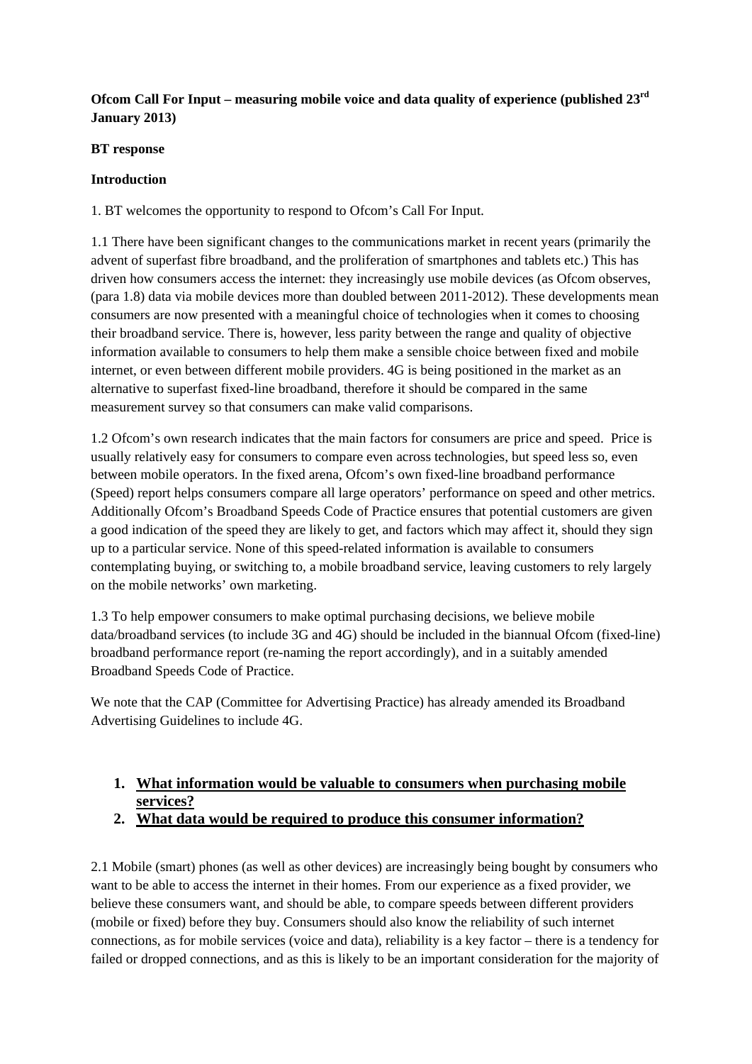**Ofcom Call For Input – measuring mobile voice and data quality of experience (published 23rd January 2013)**

**BT response**

**Introduction**

1. BT welcomes the opportunity to respond to Ofcom's Call For Input.

1.1 There have been significant changes to the communications market in recent years (primarily the advent of superfast fibre broadband, and the proliferation of smartphones and tablets etc.) This has driven how consumers access the internet: they increasingly use mobile devices (as Ofcom observes, (para 1.8) data via mobile devices more than doubled between 2011-2012). These developments mean consumers are now presented with a meaningful choice of technologies when it comes to choosing their broadband service. There is, however, less parity between the range and quality of objective information available to consumers to help them make a sensible choice between fixed and mobile internet, or even between different mobile providers. 4G is being positioned in the market as an alternative to superfast fixed-line broadband, therefore it should be compared in the same measurement survey so that consumers can make valid comparisons.

1.2 Ofcom's own research indicates that the main factors for consumers are price and speed. Price is usually relatively easy for consumers to compare even across technologies, but speed less so, even between mobile operators. In the fixed arena, Ofcom's own fixed-line broadband performance (Speed) report helps consumers compare all large operators' performance on speed and other metrics. Additionally Ofcom's Broadband Speeds Code of Practice ensures that potential customers are given a good indication of the speed they are likely to get, and factors which may affect it, should they sign up to a particular service. None of this speed-related information is available to consumers contemplating buying, or switching to, a mobile broadband service, leaving customers to rely largely on the mobile networks' own marketing.

1.3 To help empower consumers to make optimal purchasing decisions, we believe mobile data/broadband services (to include 3G and 4G) should be included in the biannual Ofcom (fixed-line) broadband performance report (re-naming the report accordingly), and in a suitably amended Broadband Speeds Code of Practice.

We note that the CAP (Committee for Advertising Practice) has already amended its Broadband Advertising Guidelines to include 4G.

1. **<u>What information would be valuable to consumers when purchasing mobile services?</u>**
2. **<u>What data would be required to produce this consumer information?</u>**

2.1 Mobile (smart) phones (as well as other devices) are increasingly being bought by consumers who want to be able to access the internet in their homes. From our experience as a fixed provider, we believe these consumers want, and should be able, to compare speeds between different providers (mobile or fixed) before they buy. Consumers should also know the reliability of such internet connections, as for mobile services (voice and data), reliability is a key factor – there is a tendency for failed or dropped connections, and as this is likely to be an important consideration for the majority of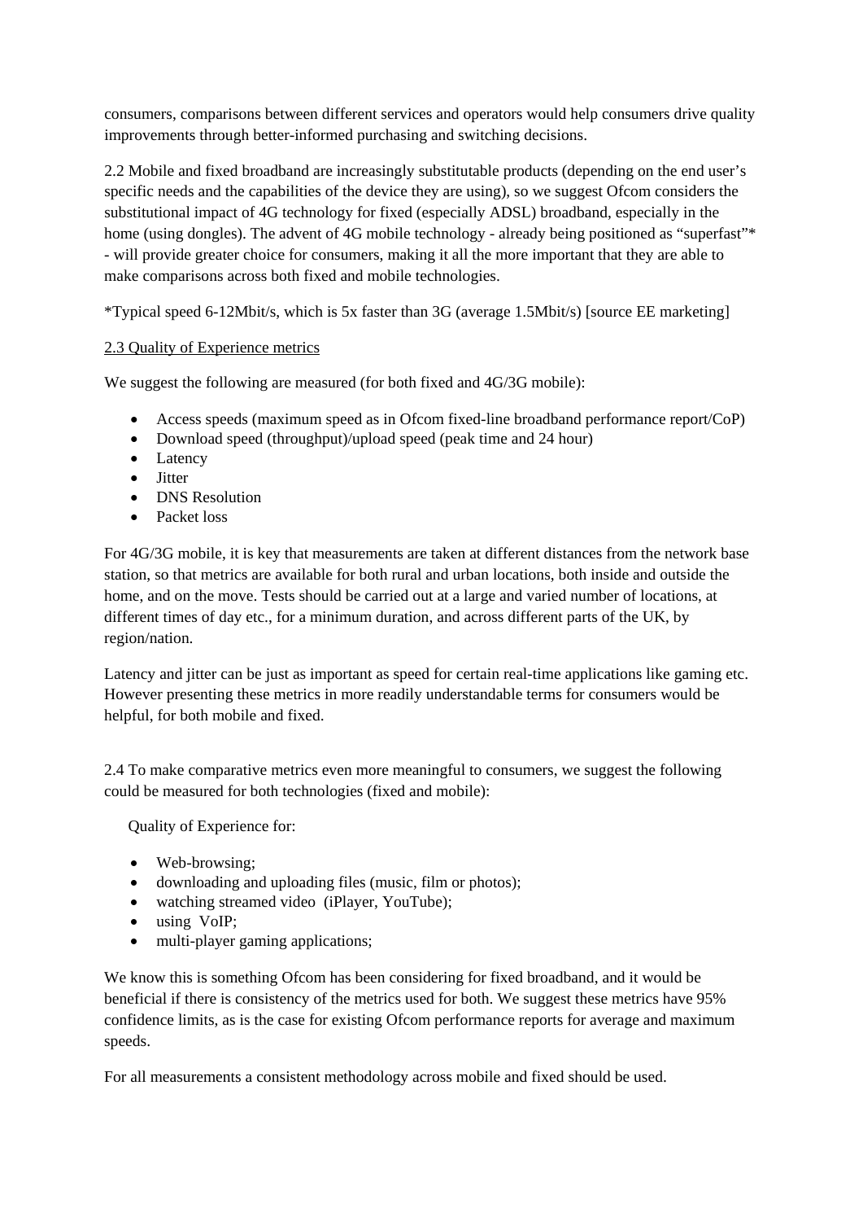consumers, comparisons between different services and operators would help consumers drive quality improvements through better-informed purchasing and switching decisions.

2.2 Mobile and fixed broadband are increasingly substitutable products (depending on the end user's specific needs and the capabilities of the device they are using), so we suggest Ofcom considers the substitutional impact of 4G technology for fixed (especially ADSL) broadband, especially in the home (using dongles). The advent of 4G mobile technology - already being positioned as "superfast"* - will provide greater choice for consumers, making it all the more important that they are able to make comparisons across both fixed and mobile technologies.

*Typical speed 6-12Mbit/s, which is 5x faster than 3G (average 1.5Mbit/s) [source EE marketing]

2.3 Quality of Experience metrics

We suggest the following are measured (for both fixed and 4G/3G mobile):

- Access speeds (maximum speed as in Ofcom fixed-line broadband performance report/CoP)
- Download speed (throughput)/upload speed (peak time and 24 hour)
- Latency
- Jitter
- DNS Resolution
- Packet loss

For 4G/3G mobile, it is key that measurements are taken at different distances from the network base station, so that metrics are available for both rural and urban locations, both inside and outside the home, and on the move. Tests should be carried out at a large and varied number of locations, at different times of day etc., for a minimum duration, and across different parts of the UK, by region/nation.

Latency and jitter can be just as important as speed for certain real-time applications like gaming etc. However presenting these metrics in more readily understandable terms for consumers would be helpful, for both mobile and fixed.

2.4 To make comparative metrics even more meaningful to consumers, we suggest the following could be measured for both technologies (fixed and mobile):

Quality of Experience for:

- Web-browsing;
- downloading and uploading files (music, film or photos);
- watching streamed video (iPlayer, YouTube);
- using VoIP;
- multi-player gaming applications;

We know this is something Ofcom has been considering for fixed broadband, and it would be beneficial if there is consistency of the metrics used for both. We suggest these metrics have 95% confidence limits, as is the case for existing Ofcom performance reports for average and maximum speeds.

For all measurements a consistent methodology across mobile and fixed should be used.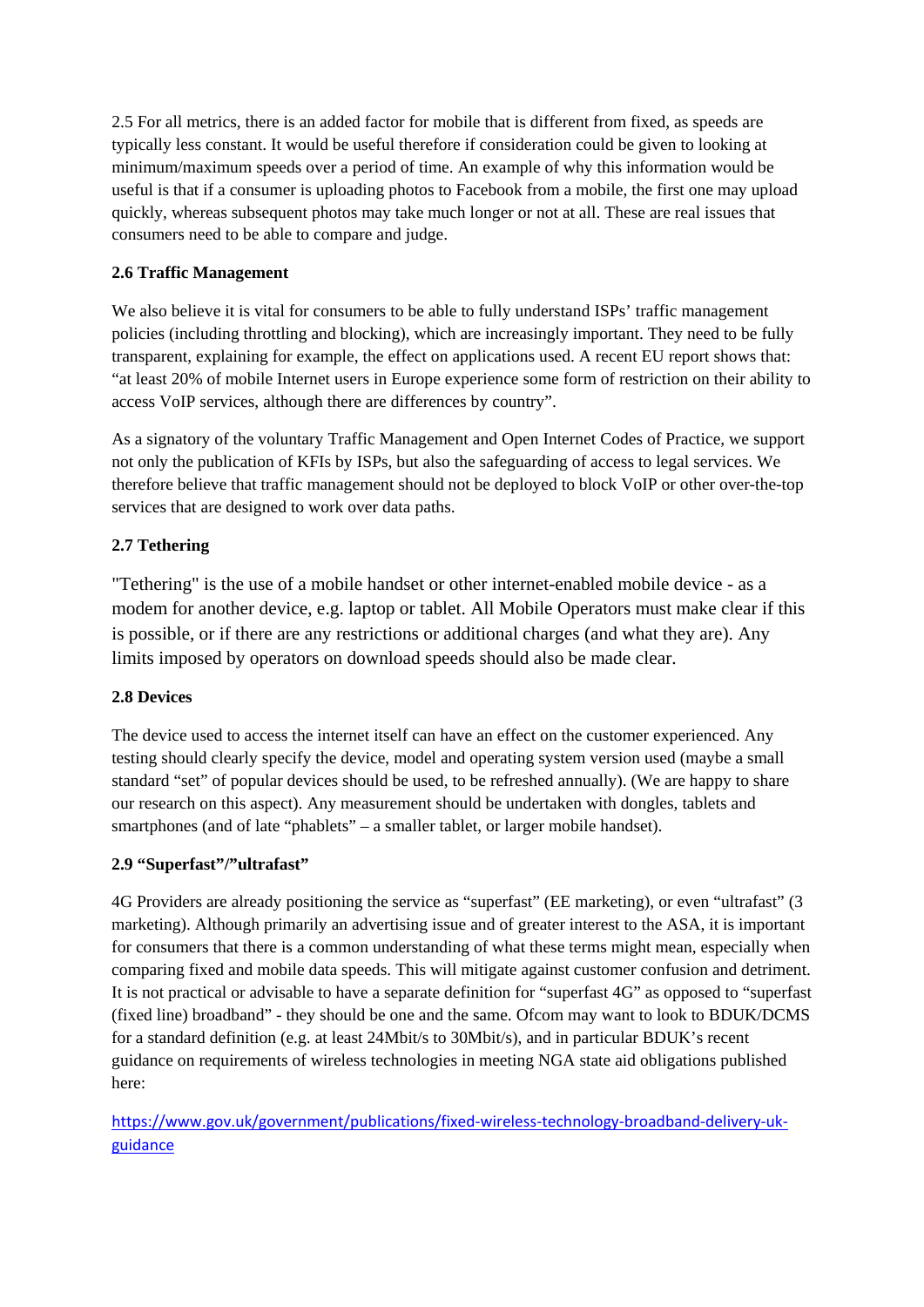2.5 For all metrics, there is an added factor for mobile that is different from fixed, as speeds are typically less constant. It would be useful therefore if consideration could be given to looking at minimum/maximum speeds over a period of time. An example of why this information would be useful is that if a consumer is uploading photos to Facebook from a mobile, the first one may upload quickly, whereas subsequent photos may take much longer or not at all. These are real issues that consumers need to be able to compare and judge.

**2.6 Traffic Management**

We also believe it is vital for consumers to be able to fully understand ISPs' traffic management policies (including throttling and blocking), which are increasingly important. They need to be fully transparent, explaining for example, the effect on applications used. A recent EU report shows that: "at least 20% of mobile Internet users in Europe experience some form of restriction on their ability to access VoIP services, although there are differences by country".

As a signatory of the voluntary Traffic Management and Open Internet Codes of Practice, we support not only the publication of KFIs by ISPs, but also the safeguarding of access to legal services. We therefore believe that traffic management should not be deployed to block VoIP or other over-the-top services that are designed to work over data paths.

**2.7 Tethering**

"Tethering" is the use of a mobile handset or other internet-enabled mobile device - as a modem for another device, e.g. laptop or tablet. All Mobile Operators must make clear if this is possible, or if there are any restrictions or additional charges (and what they are). Any limits imposed by operators on download speeds should also be made clear.

**2.8 Devices**

The device used to access the internet itself can have an effect on the customer experienced. Any testing should clearly specify the device, model and operating system version used (maybe a small standard "set" of popular devices should be used, to be refreshed annually). (We are happy to share our research on this aspect). Any measurement should be undertaken with dongles, tablets and smartphones (and of late "phablets" – a smaller tablet, or larger mobile handset).

**2.9 "Superfast"/"ultrafast"**

4G Providers are already positioning the service as "superfast" (EE marketing), or even "ultrafast" (3 marketing). Although primarily an advertising issue and of greater interest to the ASA, it is important for consumers that there is a common understanding of what these terms might mean, especially when comparing fixed and mobile data speeds. This will mitigate against customer confusion and detriment. It is not practical or advisable to have a separate definition for "superfast 4G" as opposed to "superfast (fixed line) broadband" - they should be one and the same. Ofcom may want to look to BDUK/DCMS for a standard definition (e.g. at least 24Mbit/s to 30Mbit/s), and in particular BDUK's recent guidance on requirements of wireless technologies in meeting NGA state aid obligations published here:

[https://www.gov.uk/government/publications/fixed-wireless-technology-broadband-delivery-uk-guidance](https://www.gov.uk/government/publications/fixed-wireless-technology-broadband-delivery-uk-guidance)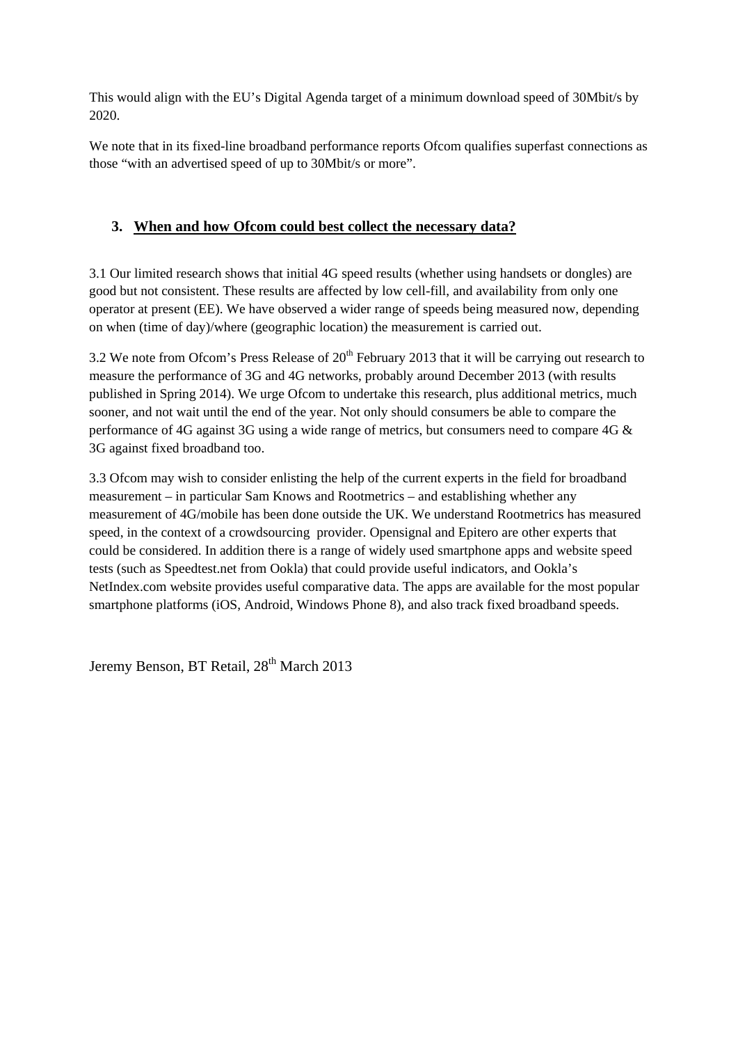This would align with the EU's Digital Agenda target of a minimum download speed of 30Mbit/s by 2020.

We note that in its fixed-line broadband performance reports Ofcom qualifies superfast connections as those "with an advertised speed of up to 30Mbit/s or more".

## 3. When and how Ofcom could best collect the necessary data?

3.1 Our limited research shows that initial 4G speed results (whether using handsets or dongles) are good but not consistent. These results are affected by low cell-fill, and availability from only one operator at present (EE). We have observed a wider range of speeds being measured now, depending on when (time of day)/where (geographic location) the measurement is carried out.

3.2 We note from Ofcom's Press Release of 20th February 2013 that it will be carrying out research to measure the performance of 3G and 4G networks, probably around December 2013 (with results published in Spring 2014). We urge Ofcom to undertake this research, plus additional metrics, much sooner, and not wait until the end of the year. Not only should consumers be able to compare the performance of 4G against 3G using a wide range of metrics, but consumers need to compare 4G & 3G against fixed broadband too.

3.3 Ofcom may wish to consider enlisting the help of the current experts in the field for broadband measurement – in particular Sam Knows and Rootmetrics – and establishing whether any measurement of 4G/mobile has been done outside the UK. We understand Rootmetrics has measured speed, in the context of a crowdsourcing provider. Opensignal and Epitero are other experts that could be considered. In addition there is a range of widely used smartphone apps and website speed tests (such as Speedtest.net from Ookla) that could provide useful indicators, and Ookla's NetIndex.com website provides useful comparative data. The apps are available for the most popular smartphone platforms (iOS, Android, Windows Phone 8), and also track fixed broadband speeds.

Jeremy Benson, BT Retail, 28th March 2013